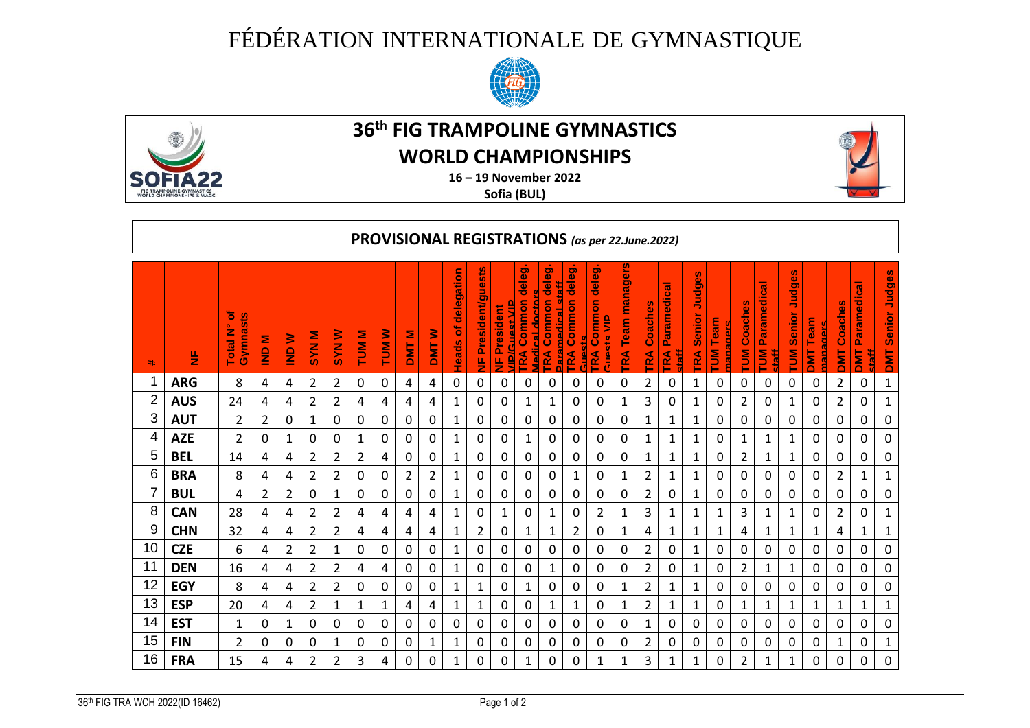# FÉDÉRATION INTERNATIONALE DE GYMNASTIQUE

## 36th FIG TRAMPOLINE GYMNASTICS WORLD CHAMPIONSHIPS

**16 – 19 November 2022**

**Sofia (BUL)**

## PROVISIONAL REGISTRATIONS *(as per 22.June.2022)*

| # | NF | Total N° of Gymnasts | IND M | IND W | SYN M | SYN W | TUM M | TUM W | DMT M | DMT W | Heads of delegation | NF President/guests | NF President VIP/Guest VIP | TRA Common deleg. Medical doctors | TRA Common deleg. Paramedical staff | TRA Common deleg. Guests | TRA Common deleg. Guests VIP | TRA Team managers | TRA Coaches | TRA Paramedical staff | TRA Senior Judges | TUM Team managers | TUM Coaches | TUM Paramedical staff | TUM Senior Judges | DMT Team managers | DMT Coaches | DMT Paramedical staff | DMT Senior Judges |
|---|---|---|---|---|---|---|---|---|---|---|---|---|---|---|---|---|---|---|---|---|---|---|---|---|---|---|---|---|---|
| 1 | **ARG** | 8 | 4 | 4 | 2 | 2 | 0 | 0 | 4 | 4 | 0 | 0 | 0 | 0 | 0 | 0 | 0 | 0 | 2 | 0 | 1 | 0 | 0 | 0 | 0 | 0 | 2 | 0 | 1 |
| 2 | **AUS** | 24 | 4 | 4 | 2 | 2 | 4 | 4 | 4 | 4 | 1 | 0 | 0 | 1 | 1 | 0 | 0 | 1 | 3 | 0 | 1 | 0 | 2 | 0 | 1 | 0 | 2 | 0 | 1 |
| 3 | **AUT** | 2 | 2 | 0 | 1 | 0 | 0 | 0 | 0 | 0 | 1 | 0 | 0 | 0 | 0 | 0 | 0 | 0 | 1 | 1 | 1 | 0 | 0 | 0 | 0 | 0 | 0 | 0 | 0 |
| 4 | **AZE** | 2 | 0 | 1 | 0 | 0 | 1 | 0 | 0 | 0 | 1 | 0 | 0 | 1 | 0 | 0 | 0 | 0 | 1 | 1 | 1 | 0 | 1 | 1 | 1 | 0 | 0 | 0 | 0 |
| 5 | **BEL** | 14 | 4 | 4 | 2 | 2 | 2 | 4 | 0 | 0 | 1 | 0 | 0 | 0 | 0 | 0 | 0 | 0 | 1 | 1 | 1 | 0 | 2 | 1 | 1 | 0 | 0 | 0 | 0 |
| 6 | **BRA** | 8 | 4 | 4 | 2 | 2 | 0 | 0 | 2 | 2 | 1 | 0 | 0 | 0 | 0 | 1 | 0 | 1 | 2 | 1 | 1 | 0 | 0 | 0 | 0 | 0 | 2 | 1 | 1 |
| 7 | **BUL** | 4 | 2 | 2 | 0 | 1 | 0 | 0 | 0 | 0 | 1 | 0 | 0 | 0 | 0 | 0 | 0 | 0 | 2 | 0 | 1 | 0 | 0 | 0 | 0 | 0 | 0 | 0 | 0 |
| 8 | **CAN** | 28 | 4 | 4 | 2 | 2 | 4 | 4 | 4 | 4 | 1 | 0 | 1 | 0 | 1 | 0 | 2 | 1 | 3 | 1 | 1 | 1 | 3 | 1 | 1 | 0 | 2 | 0 | 1 |
| 9 | **CHN** | 32 | 4 | 4 | 2 | 2 | 4 | 4 | 4 | 4 | 1 | 2 | 0 | 1 | 1 | 2 | 0 | 1 | 4 | 1 | 1 | 1 | 4 | 1 | 1 | 1 | 4 | 1 | 1 |
| 10 | **CZE** | 6 | 4 | 2 | 2 | 1 | 0 | 0 | 0 | 0 | 1 | 0 | 0 | 0 | 0 | 0 | 0 | 0 | 2 | 0 | 1 | 0 | 0 | 0 | 0 | 0 | 0 | 0 | 0 |
| 11 | **DEN** | 16 | 4 | 4 | 2 | 2 | 4 | 4 | 0 | 0 | 1 | 0 | 0 | 0 | 1 | 0 | 0 | 0 | 2 | 0 | 1 | 0 | 2 | 1 | 1 | 0 | 0 | 0 | 0 |
| 12 | **EGY** | 8 | 4 | 4 | 2 | 2 | 0 | 0 | 0 | 0 | 1 | 1 | 0 | 1 | 0 | 0 | 0 | 1 | 2 | 1 | 1 | 0 | 0 | 0 | 0 | 0 | 0 | 0 | 0 |
| 13 | **ESP** | 20 | 4 | 4 | 2 | 1 | 1 | 1 | 4 | 4 | 1 | 1 | 0 | 0 | 1 | 1 | 0 | 1 | 2 | 1 | 1 | 0 | 1 | 1 | 1 | 1 | 1 | 1 | 1 |
| 14 | **EST** | 1 | 0 | 1 | 0 | 0 | 0 | 0 | 0 | 0 | 0 | 0 | 0 | 0 | 0 | 0 | 0 | 0 | 1 | 0 | 0 | 0 | 0 | 0 | 0 | 0 | 0 | 0 | 0 |
| 15 | **FIN** | 2 | 0 | 0 | 0 | 1 | 0 | 0 | 0 | 1 | 1 | 0 | 0 | 0 | 0 | 0 | 0 | 0 | 2 | 0 | 0 | 0 | 0 | 0 | 0 | 0 | 1 | 0 | 1 |
| 16 | **FRA** | 15 | 4 | 4 | 2 | 2 | 3 | 4 | 0 | 0 | 1 | 0 | 0 | 1 | 0 | 0 | 1 | 1 | 3 | 1 | 1 | 0 | 2 | 1 | 1 | 0 | 0 | 0 | 0 |

36th FIG TRA WCH 2022(ID 16462)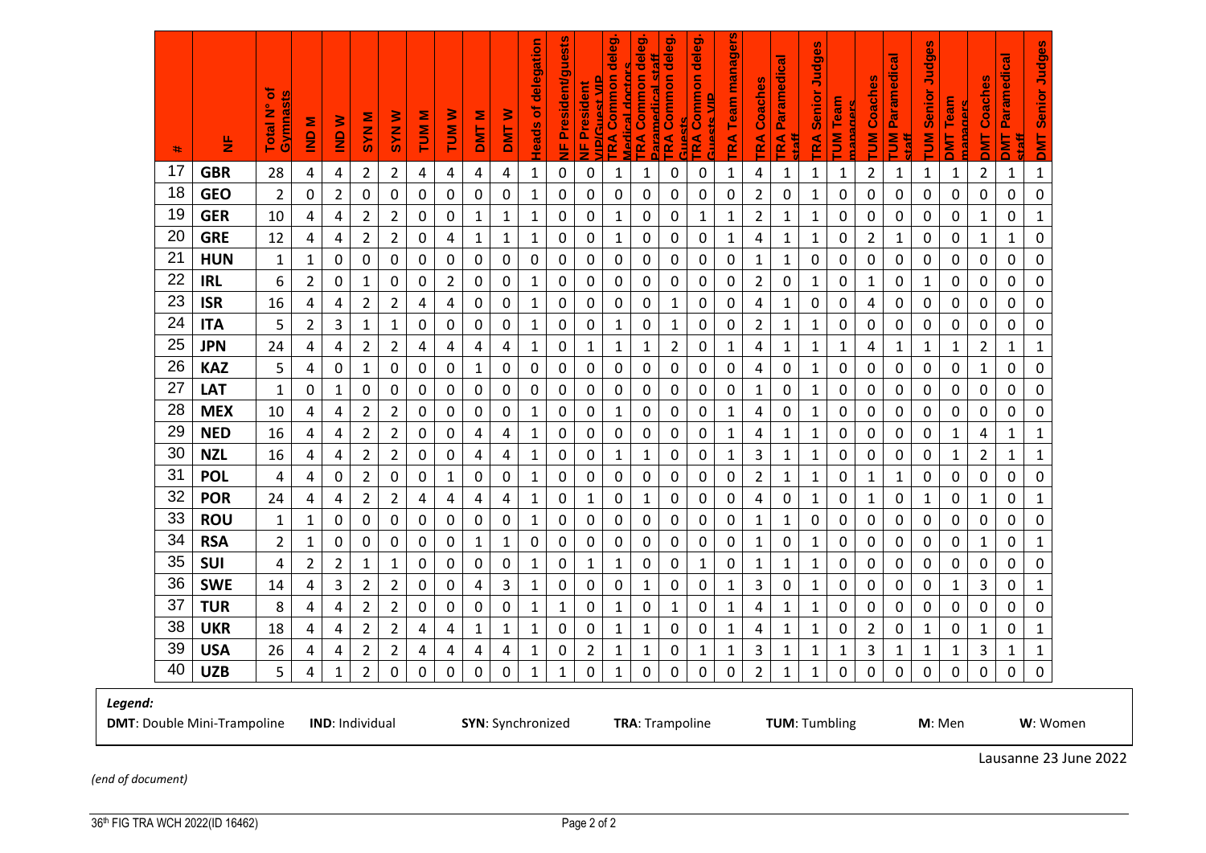| # | NF | Total N° of Gymnasts | IND M | IND W | SYN M | SYN W | TUM M | TUM W | DMT M | DMT W | Heads of delegation | NF President/guests | NF President VIP/Guest VIP | TRA Common deleg. Medical doctors | TRA Common deleg. Paramedical staff | TRA Common deleg. Guests | TRA Common deleg. Guests VIP | TRA Team managers | TRA Coaches | TRA Paramedical staff | TRA Senior Judges | TUM Team managers | TUM Coaches | TUM Paramedical staff | TUM Senior Judges | DMT Team managers | DMT Coaches | DMT Paramedical staff | DMT Senior Judges |
|---|---|---|---|---|---|---|---|---|---|---|---|---|---|---|---|---|---|---|---|---|---|---|---|---|---|---|---|---|---|
| 17 | **GBR** | 28 | 4 | 4 | 2 | 2 | 4 | 4 | 4 | 4 | 1 | 0 | 0 | 1 | 1 | 0 | 0 | 1 | 4 | 1 | 1 | 1 | 2 | 1 | 1 | 1 | 2 | 1 | 1 |
| 18 | **GEO** | 2 | 0 | 2 | 0 | 0 | 0 | 0 | 0 | 0 | 1 | 0 | 0 | 0 | 0 | 0 | 0 | 0 | 2 | 0 | 1 | 0 | 0 | 0 | 0 | 0 | 0 | 0 | 0 |
| 19 | **GER** | 10 | 4 | 4 | 2 | 2 | 0 | 0 | 1 | 1 | 1 | 0 | 0 | 1 | 0 | 0 | 1 | 1 | 2 | 1 | 1 | 0 | 0 | 0 | 0 | 0 | 1 | 0 | 1 |
| 20 | **GRE** | 12 | 4 | 4 | 2 | 2 | 0 | 4 | 1 | 1 | 1 | 0 | 0 | 1 | 0 | 0 | 0 | 1 | 4 | 1 | 1 | 0 | 2 | 1 | 0 | 0 | 1 | 1 | 0 |
| 21 | **HUN** | 1 | 1 | 0 | 0 | 0 | 0 | 0 | 0 | 0 | 0 | 0 | 0 | 0 | 0 | 0 | 0 | 0 | 1 | 1 | 0 | 0 | 0 | 0 | 0 | 0 | 0 | 0 | 0 |
| 22 | **IRL** | 6 | 2 | 0 | 1 | 0 | 0 | 2 | 0 | 0 | 1 | 0 | 0 | 0 | 0 | 0 | 0 | 0 | 2 | 0 | 1 | 0 | 1 | 0 | 1 | 0 | 0 | 0 | 0 |
| 23 | **ISR** | 16 | 4 | 4 | 2 | 2 | 4 | 4 | 0 | 0 | 1 | 0 | 0 | 0 | 0 | 1 | 0 | 0 | 4 | 1 | 0 | 0 | 4 | 0 | 0 | 0 | 0 | 0 | 0 |
| 24 | **ITA** | 5 | 2 | 3 | 1 | 1 | 0 | 0 | 0 | 0 | 1 | 0 | 0 | 1 | 0 | 1 | 0 | 0 | 2 | 1 | 1 | 0 | 0 | 0 | 0 | 0 | 0 | 0 | 0 |
| 25 | **JPN** | 24 | 4 | 4 | 2 | 2 | 4 | 4 | 4 | 4 | 1 | 0 | 1 | 1 | 1 | 2 | 0 | 1 | 4 | 1 | 1 | 1 | 4 | 1 | 1 | 1 | 2 | 1 | 1 |
| 26 | **KAZ** | 5 | 4 | 0 | 1 | 0 | 0 | 0 | 1 | 0 | 0 | 0 | 0 | 0 | 0 | 0 | 0 | 0 | 4 | 0 | 1 | 0 | 0 | 0 | 0 | 0 | 1 | 0 | 0 |
| 27 | **LAT** | 1 | 0 | 1 | 0 | 0 | 0 | 0 | 0 | 0 | 0 | 0 | 0 | 0 | 0 | 0 | 0 | 0 | 1 | 0 | 1 | 0 | 0 | 0 | 0 | 0 | 0 | 0 | 0 |
| 28 | **MEX** | 10 | 4 | 4 | 2 | 2 | 0 | 0 | 0 | 0 | 1 | 0 | 0 | 1 | 0 | 0 | 0 | 1 | 4 | 0 | 1 | 0 | 0 | 0 | 0 | 0 | 0 | 0 | 0 |
| 29 | **NED** | 16 | 4 | 4 | 2 | 2 | 0 | 0 | 4 | 4 | 1 | 0 | 0 | 0 | 0 | 0 | 0 | 1 | 4 | 1 | 1 | 0 | 0 | 0 | 0 | 1 | 4 | 1 | 1 |
| 30 | **NZL** | 16 | 4 | 4 | 2 | 2 | 0 | 0 | 4 | 4 | 1 | 0 | 0 | 1 | 1 | 0 | 0 | 1 | 3 | 1 | 1 | 0 | 0 | 0 | 0 | 1 | 2 | 1 | 1 |
| 31 | **POL** | 4 | 4 | 0 | 2 | 0 | 0 | 1 | 0 | 0 | 1 | 0 | 0 | 0 | 0 | 0 | 0 | 0 | 2 | 1 | 1 | 0 | 1 | 1 | 0 | 0 | 0 | 0 | 0 |
| 32 | **POR** | 24 | 4 | 4 | 2 | 2 | 4 | 4 | 4 | 4 | 1 | 0 | 1 | 0 | 1 | 0 | 0 | 0 | 4 | 0 | 1 | 0 | 1 | 0 | 1 | 0 | 1 | 0 | 1 |
| 33 | **ROU** | 1 | 1 | 0 | 0 | 0 | 0 | 0 | 0 | 0 | 1 | 0 | 0 | 0 | 0 | 0 | 0 | 0 | 1 | 1 | 0 | 0 | 0 | 0 | 0 | 0 | 0 | 0 | 0 |
| 34 | **RSA** | 2 | 1 | 0 | 0 | 0 | 0 | 0 | 1 | 1 | 0 | 0 | 0 | 0 | 0 | 0 | 0 | 0 | 1 | 0 | 1 | 0 | 0 | 0 | 0 | 0 | 1 | 0 | 1 |
| 35 | **SUI** | 4 | 2 | 2 | 1 | 1 | 0 | 0 | 0 | 0 | 1 | 0 | 1 | 1 | 0 | 0 | 1 | 0 | 1 | 1 | 1 | 0 | 0 | 0 | 0 | 0 | 0 | 0 | 0 |
| 36 | **SWE** | 14 | 4 | 3 | 2 | 2 | 0 | 0 | 4 | 3 | 1 | 0 | 0 | 0 | 1 | 0 | 0 | 1 | 3 | 0 | 1 | 0 | 0 | 0 | 0 | 1 | 3 | 0 | 1 |
| 37 | **TUR** | 8 | 4 | 4 | 2 | 2 | 0 | 0 | 0 | 0 | 1 | 1 | 0 | 1 | 0 | 1 | 0 | 1 | 4 | 1 | 1 | 0 | 0 | 0 | 0 | 0 | 0 | 0 | 0 |
| 38 | **UKR** | 18 | 4 | 4 | 2 | 2 | 4 | 4 | 1 | 1 | 1 | 0 | 0 | 1 | 1 | 0 | 0 | 1 | 4 | 1 | 1 | 0 | 2 | 0 | 1 | 0 | 1 | 0 | 1 |
| 39 | **USA** | 26 | 4 | 4 | 2 | 2 | 4 | 4 | 4 | 4 | 1 | 0 | 2 | 1 | 1 | 0 | 1 | 1 | 3 | 1 | 1 | 1 | 3 | 1 | 1 | 1 | 3 | 1 | 1 |
| 40 | **UZB** | 5 | 4 | 1 | 2 | 0 | 0 | 0 | 0 | 0 | 1 | 1 | 0 | 1 | 0 | 0 | 0 | 0 | 2 | 1 | 1 | 0 | 0 | 0 | 0 | 0 | 0 | 0 | 0 |

***Legend:***
**DMT**: Double Mini-Trampoline  **IND**: Individual  **SYN**: Synchronized  **TRA**: Trampoline  **TUM**: Tumbling  **M**: Men  **W**: Women

Lausanne 23 June 2022

*(end of document)*